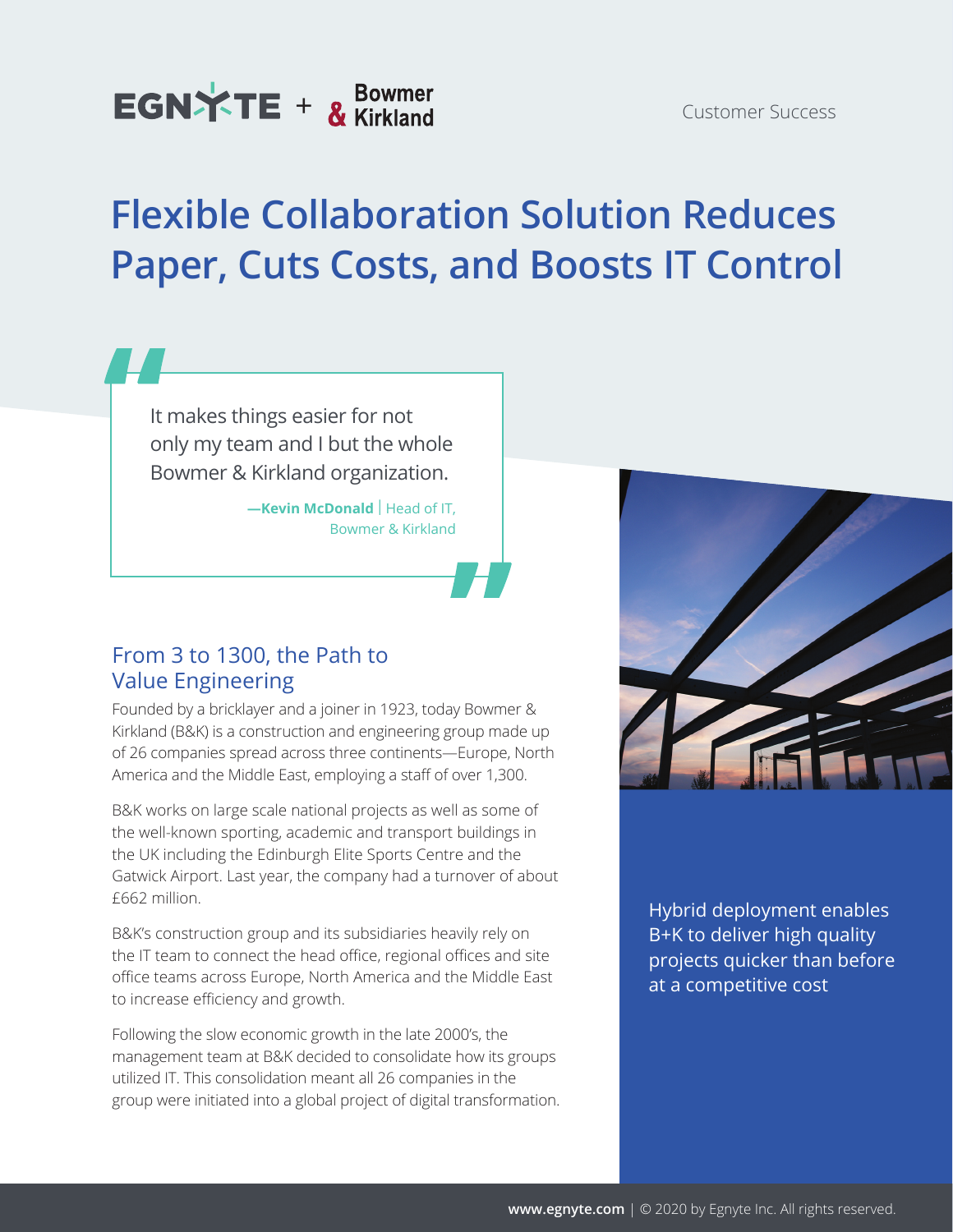Customer Success

# Flexible Collaboration Solution Reduces Paper, Cuts Costs, and Boosts IT Control

> It makes things easier for not only my team and I but the whole Bowmer & Kirkland organization.
>
> **—Kevin McDonald** | Head of IT, Bowmer & Kirkland

## From 3 to 1300, the Path to Value Engineering

Founded by a bricklayer and a joiner in 1923, today Bowmer & Kirkland (B&K) is a construction and engineering group made up of 26 companies spread across three continents—Europe, North America and the Middle East, employing a staff of over 1,300.

B&K works on large scale national projects as well as some of the well-known sporting, academic and transport buildings in the UK including the Edinburgh Elite Sports Centre and the Gatwick Airport. Last year, the company had a turnover of about £662 million.

B&K's construction group and its subsidiaries heavily rely on the IT team to connect the head office, regional offices and site office teams across Europe, North America and the Middle East to increase efficiency and growth.

Following the slow economic growth in the late 2000's, the management team at B&K decided to consolidate how its groups utilized IT. This consolidation meant all 26 companies in the group were initiated into a global project of digital transformation.

Hybrid deployment enables B+K to deliver high quality projects quicker than before at a competitive cost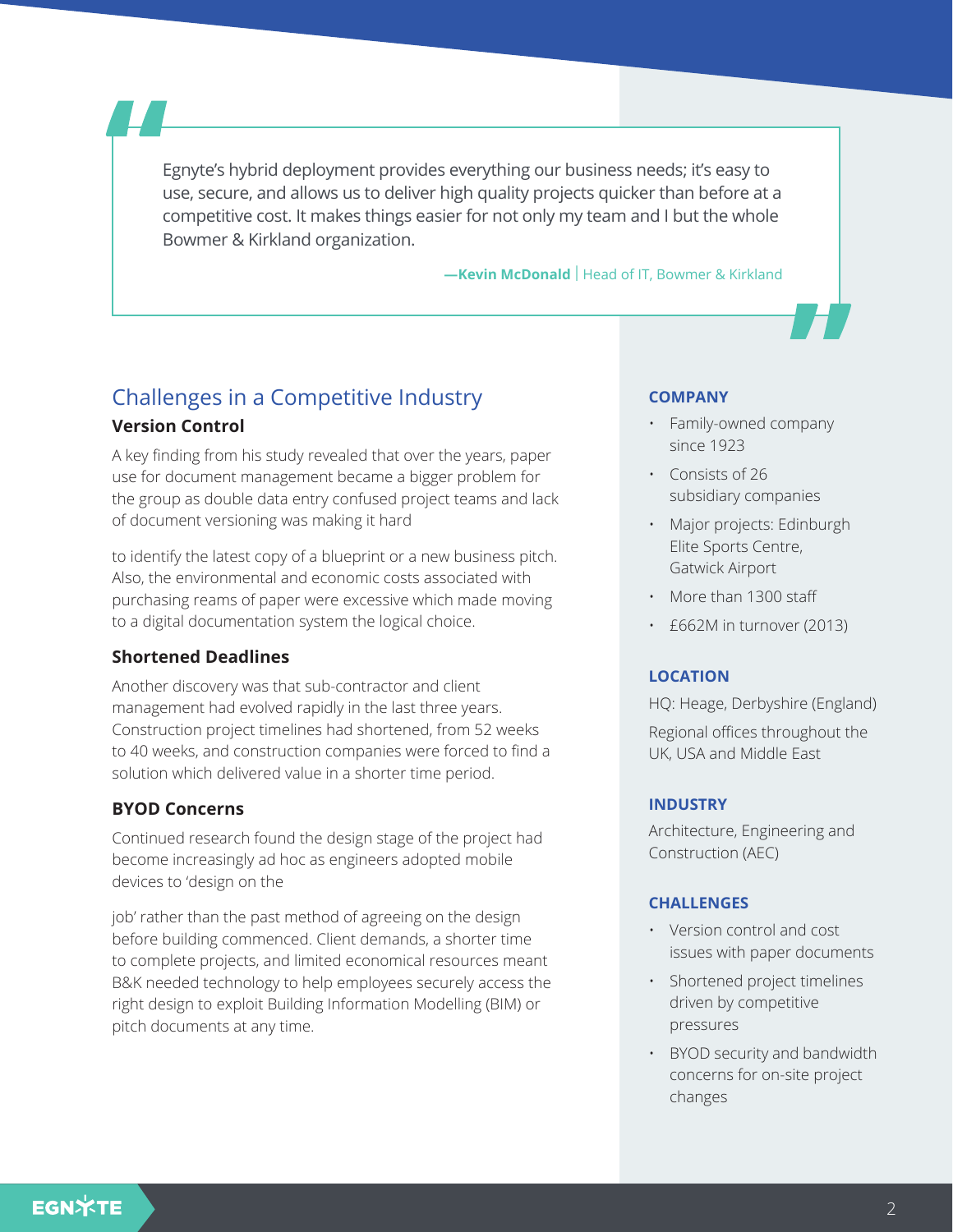> Egnyte's hybrid deployment provides everything our business needs; it's easy to use, secure, and allows us to deliver high quality projects quicker than before at a competitive cost. It makes things easier for not only my team and I but the whole Bowmer & Kirkland organization.
>
> **—Kevin McDonald** | Head of IT, Bowmer & Kirkland

## Challenges in a Competitive Industry

### Version Control

A key finding from his study revealed that over the years, paper use for document management became a bigger problem for the group as double data entry confused project teams and lack of document versioning was making it hard to identify the latest copy of a blueprint or a new business pitch. Also, the environmental and economic costs associated with purchasing reams of paper were excessive which made moving to a digital documentation system the logical choice.

### Shortened Deadlines

Another discovery was that sub-contractor and client management had evolved rapidly in the last three years. Construction project timelines had shortened, from 52 weeks to 40 weeks, and construction companies were forced to find a solution which delivered value in a shorter time period.

### BYOD Concerns

Continued research found the design stage of the project had become increasingly ad hoc as engineers adopted mobile devices to 'design on the job' rather than the past method of agreeing on the design before building commenced. Client demands, a shorter time to complete projects, and limited economical resources meant B&K needed technology to help employees securely access the right design to exploit Building Information Modelling (BIM) or pitch documents at any time.

**COMPANY**

- Family-owned company since 1923
- Consists of 26 subsidiary companies
- Major projects: Edinburgh Elite Sports Centre, Gatwick Airport
- More than 1300 staff
- £662M in turnover (2013)

**LOCATION**

HQ: Heage, Derbyshire (England)

Regional offices throughout the UK, USA and Middle East

**INDUSTRY**

Architecture, Engineering and Construction (AEC)

**CHALLENGES**

- Version control and cost issues with paper documents
- Shortened project timelines driven by competitive pressures
- BYOD security and bandwidth concerns for on-site project changes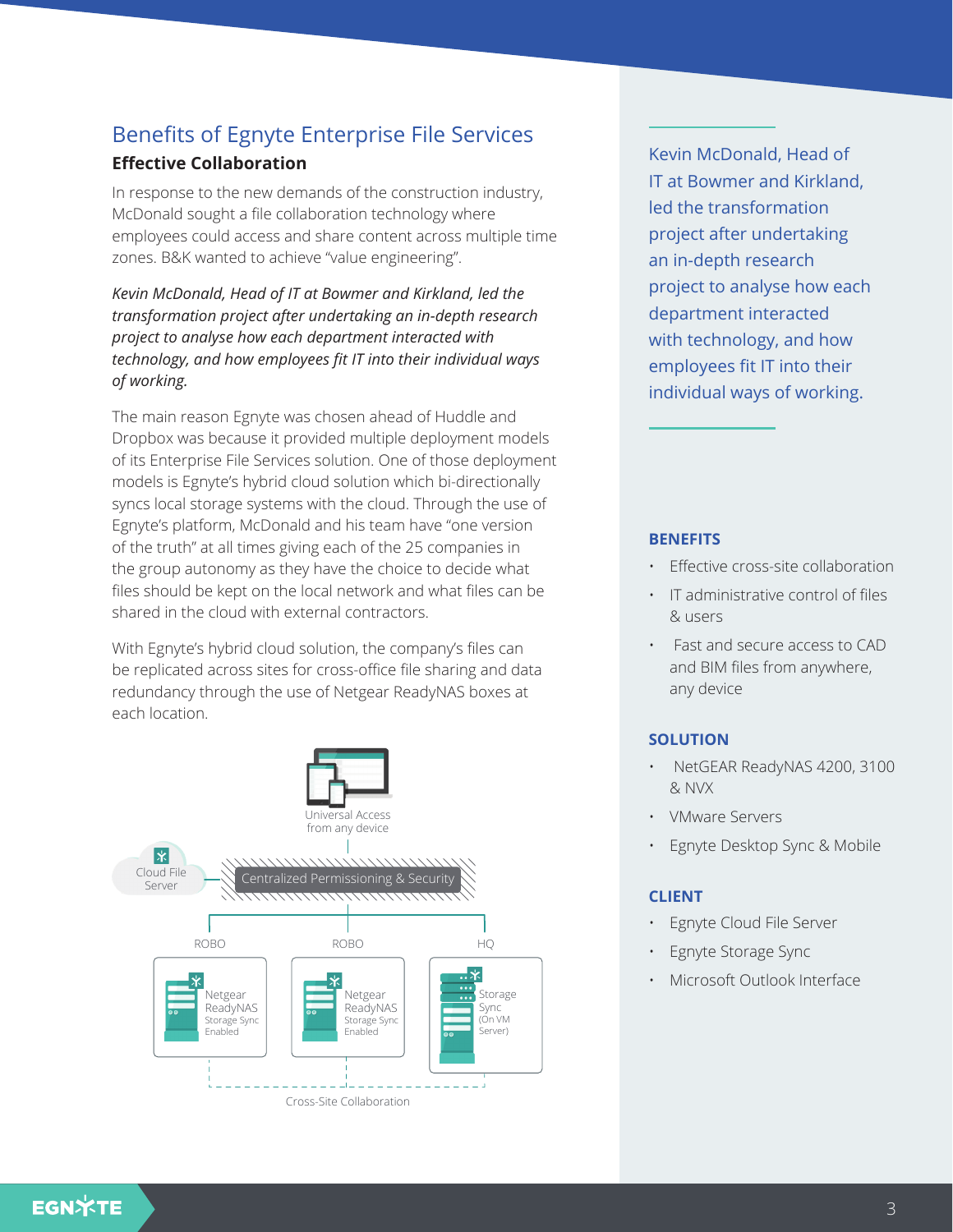## Benefits of Egnyte Enterprise File Services

### Effective Collaboration

In response to the new demands of the construction industry, McDonald sought a file collaboration technology where employees could access and share content across multiple time zones. B&K wanted to achieve "value engineering".

*Kevin McDonald, Head of IT at Bowmer and Kirkland, led the transformation project after undertaking an in-depth research project to analyse how each department interacted with technology, and how employees fit IT into their individual ways of working.*

The main reason Egnyte was chosen ahead of Huddle and Dropbox was because it provided multiple deployment models of its Enterprise File Services solution. One of those deployment models is Egnyte's hybrid cloud solution which bi-directionally syncs local storage systems with the cloud. Through the use of Egnyte's platform, McDonald and his team have "one version of the truth" at all times giving each of the 25 companies in the group autonomy as they have the choice to decide what files should be kept on the local network and what files can be shared in the cloud with external contractors.

With Egnyte's hybrid cloud solution, the company's files can be replicated across sites for cross-office file sharing and data redundancy through the use of Netgear ReadyNAS boxes at each location.

Universal Access from any device

Cloud File Server

Centralized Permissioning & Security

ROBO — Netgear ReadyNAS Storage Sync Enabled

ROBO — Netgear ReadyNAS Storage Sync Enabled

HQ — Storage Sync (On VM Server)

Cross-Site Collaboration

Kevin McDonald, Head of IT at Bowmer and Kirkland, led the transformation project after undertaking an in-depth research project to analyse how each department interacted with technology, and how employees fit IT into their individual ways of working.

### BENEFITS

- Effective cross-site collaboration
- IT administrative control of files & users
- Fast and secure access to CAD and BIM files from anywhere, any device

### SOLUTION

- NetGEAR ReadyNAS 4200, 3100 & NVX
- VMware Servers
- Egnyte Desktop Sync & Mobile

### CLIENT

- Egnyte Cloud File Server
- Egnyte Storage Sync
- Microsoft Outlook Interface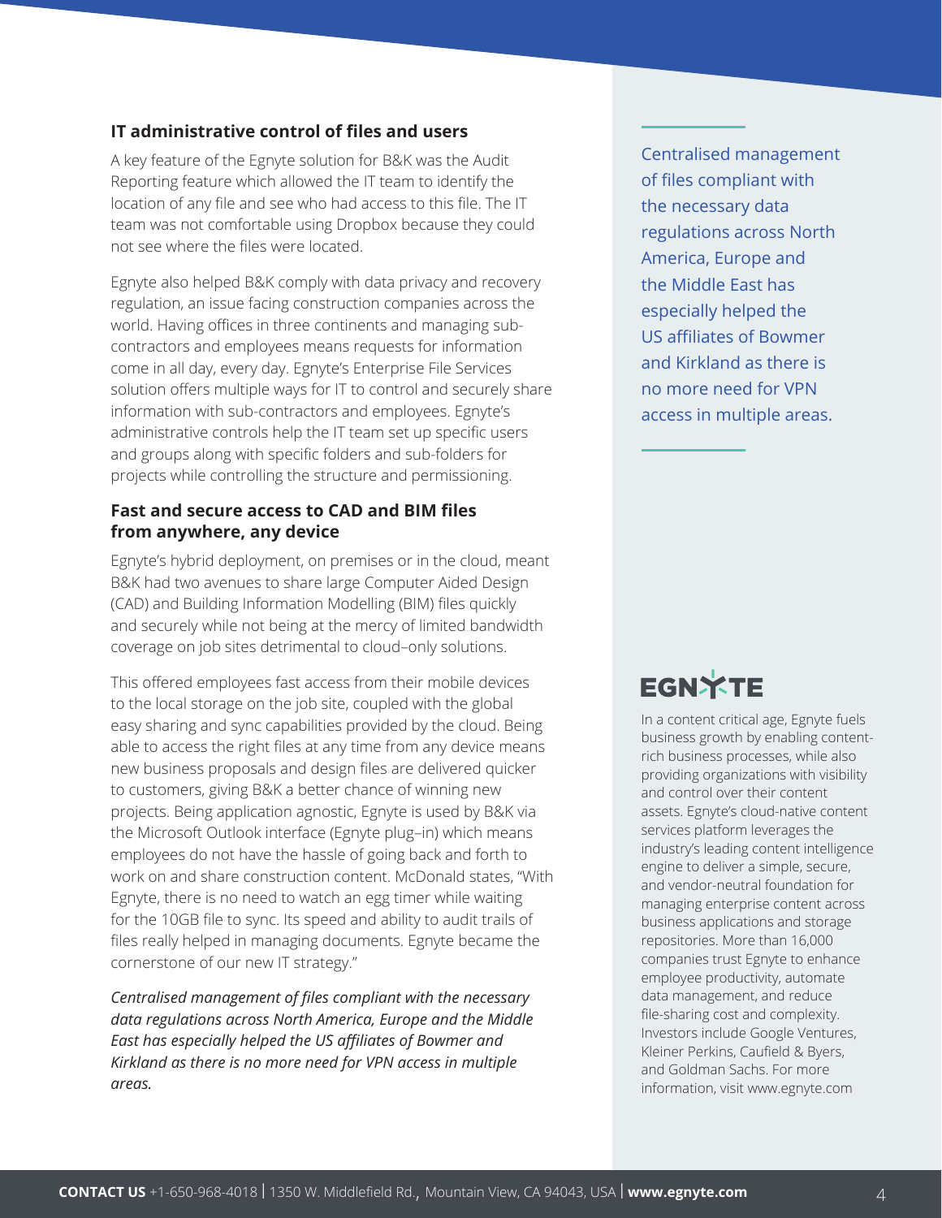## IT administrative control of files and users

A key feature of the Egnyte solution for B&K was the Audit Reporting feature which allowed the IT team to identify the location of any file and see who had access to this file. The IT team was not comfortable using Dropbox because they could not see where the files were located.

Egnyte also helped B&K comply with data privacy and recovery regulation, an issue facing construction companies across the world. Having offices in three continents and managing sub-contractors and employees means requests for information come in all day, every day. Egnyte's Enterprise File Services solution offers multiple ways for IT to control and securely share information with sub-contractors and employees. Egnyte's administrative controls help the IT team set up specific users and groups along with specific folders and sub-folders for projects while controlling the structure and permissioning.

## Fast and secure access to CAD and BIM files from anywhere, any device

Egnyte's hybrid deployment, on premises or in the cloud, meant B&K had two avenues to share large Computer Aided Design (CAD) and Building Information Modelling (BIM) files quickly and securely while not being at the mercy of limited bandwidth coverage on job sites detrimental to cloud–only solutions.

This offered employees fast access from their mobile devices to the local storage on the job site, coupled with the global easy sharing and sync capabilities provided by the cloud. Being able to access the right files at any time from any device means new business proposals and design files are delivered quicker to customers, giving B&K a better chance of winning new projects. Being application agnostic, Egnyte is used by B&K via the Microsoft Outlook interface (Egnyte plug–in) which means employees do not have the hassle of going back and forth to work on and share construction content. McDonald states, "With Egnyte, there is no need to watch an egg timer while waiting for the 10GB file to sync. Its speed and ability to audit trails of files really helped in managing documents. Egnyte became the cornerstone of our new IT strategy."

*Centralised management of files compliant with the necessary data regulations across North America, Europe and the Middle East has especially helped the US affiliates of Bowmer and Kirkland as there is no more need for VPN access in multiple areas.*

> Centralised management of files compliant with the necessary data regulations across North America, Europe and the Middle East has especially helped the US affiliates of Bowmer and Kirkland as there is no more need for VPN access in multiple areas.

**EGNYTE**

In a content critical age, Egnyte fuels business growth by enabling content-rich business processes, while also providing organizations with visibility and control over their content assets. Egnyte's cloud-native content services platform leverages the industry's leading content intelligence engine to deliver a simple, secure, and vendor-neutral foundation for managing enterprise content across business applications and storage repositories. More than 16,000 companies trust Egnyte to enhance employee productivity, automate data management, and reduce file-sharing cost and complexity. Investors include Google Ventures, Kleiner Perkins, Caufield & Byers, and Goldman Sachs. For more information, visit www.egnyte.com

**CONTACT US** +1-650-968-4018 | 1350 W. Middlefield Rd., Mountain View, CA 94043, USA | **www.egnyte.com**